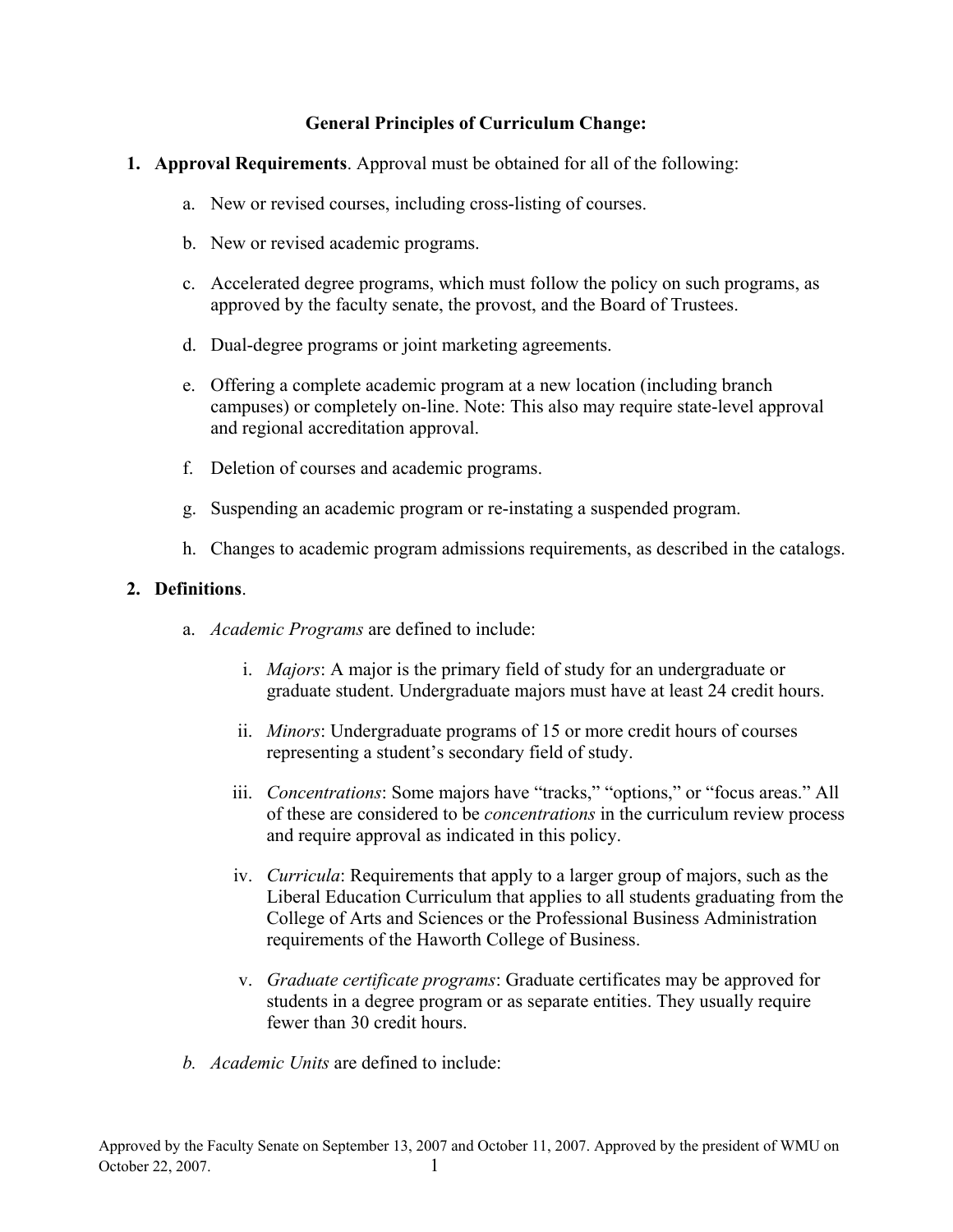## General Principles of Curriculum Change:

1. **Approval Requirements**. Approval must be obtained for all of the following:

   a. New or revised courses, including cross-listing of courses.

   b. New or revised academic programs.

   c. Accelerated degree programs, which must follow the policy on such programs, as approved by the faculty senate, the provost, and the Board of Trustees.

   d. Dual-degree programs or joint marketing agreements.

   e. Offering a complete academic program at a new location (including branch campuses) or completely on-line. Note: This also may require state-level approval and regional accreditation approval.

   f. Deletion of courses and academic programs.

   g. Suspending an academic program or re-instating a suspended program.

   h. Changes to academic program admissions requirements, as described in the catalogs.

2. **Definitions**.

   a. *Academic Programs* are defined to include:

      i. *Majors*: A major is the primary field of study for an undergraduate or graduate student. Undergraduate majors must have at least 24 credit hours.

      ii. *Minors*: Undergraduate programs of 15 or more credit hours of courses representing a student's secondary field of study.

      iii. *Concentrations*: Some majors have "tracks," "options," or "focus areas." All of these are considered to be *concentrations* in the curriculum review process and require approval as indicated in this policy.

      iv. *Curricula*: Requirements that apply to a larger group of majors, such as the Liberal Education Curriculum that applies to all students graduating from the College of Arts and Sciences or the Professional Business Administration requirements of the Haworth College of Business.

      v. *Graduate certificate programs*: Graduate certificates may be approved for students in a degree program or as separate entities. They usually require fewer than 30 credit hours.

   *b. Academic Units* are defined to include: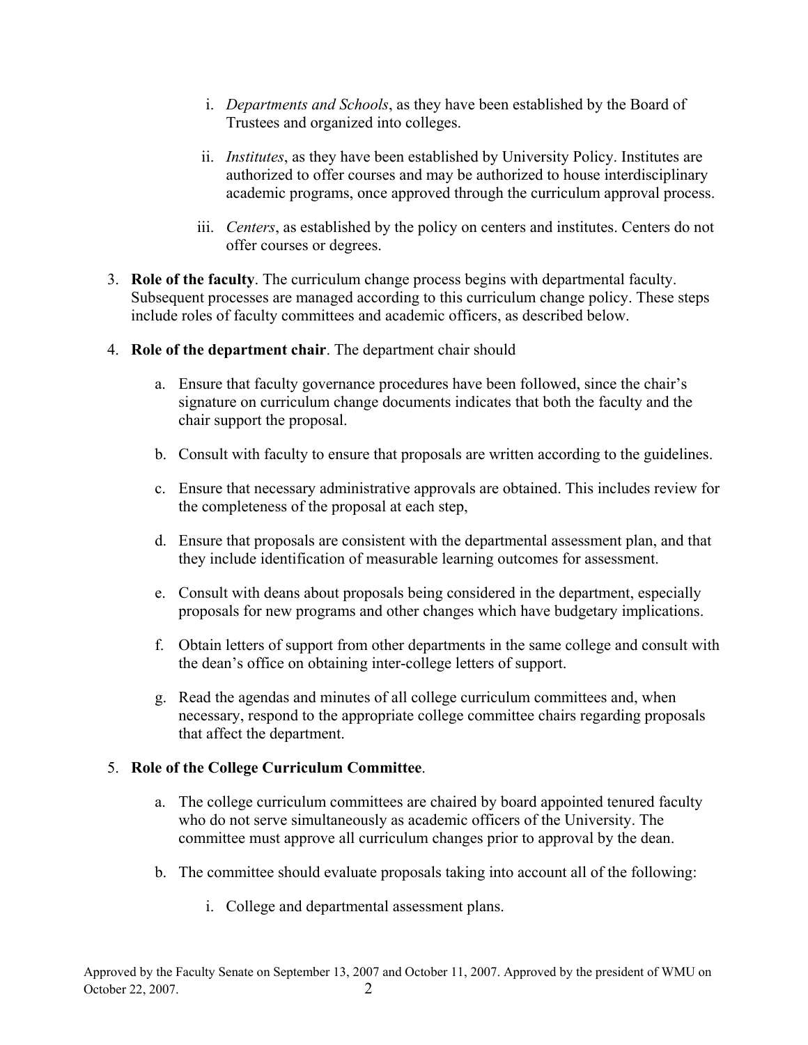i. *Departments and Schools*, as they have been established by the Board of Trustees and organized into colleges.

   ii. *Institutes*, as they have been established by University Policy. Institutes are authorized to offer courses and may be authorized to house interdisciplinary academic programs, once approved through the curriculum approval process.

   iii. *Centers*, as established by the policy on centers and institutes. Centers do not offer courses or degrees.

3. **Role of the faculty**. The curriculum change process begins with departmental faculty. Subsequent processes are managed according to this curriculum change policy. These steps include roles of faculty committees and academic officers, as described below.

4. **Role of the department chair**. The department chair should

   a. Ensure that faculty governance procedures have been followed, since the chair's signature on curriculum change documents indicates that both the faculty and the chair support the proposal.

   b. Consult with faculty to ensure that proposals are written according to the guidelines.

   c. Ensure that necessary administrative approvals are obtained. This includes review for the completeness of the proposal at each step,

   d. Ensure that proposals are consistent with the departmental assessment plan, and that they include identification of measurable learning outcomes for assessment.

   e. Consult with deans about proposals being considered in the department, especially proposals for new programs and other changes which have budgetary implications.

   f. Obtain letters of support from other departments in the same college and consult with the dean's office on obtaining inter-college letters of support.

   g. Read the agendas and minutes of all college curriculum committees and, when necessary, respond to the appropriate college committee chairs regarding proposals that affect the department.

5. **Role of the College Curriculum Committee**.

   a. The college curriculum committees are chaired by board appointed tenured faculty who do not serve simultaneously as academic officers of the University. The committee must approve all curriculum changes prior to approval by the dean.

   b. The committee should evaluate proposals taking into account all of the following:

      i. College and departmental assessment plans.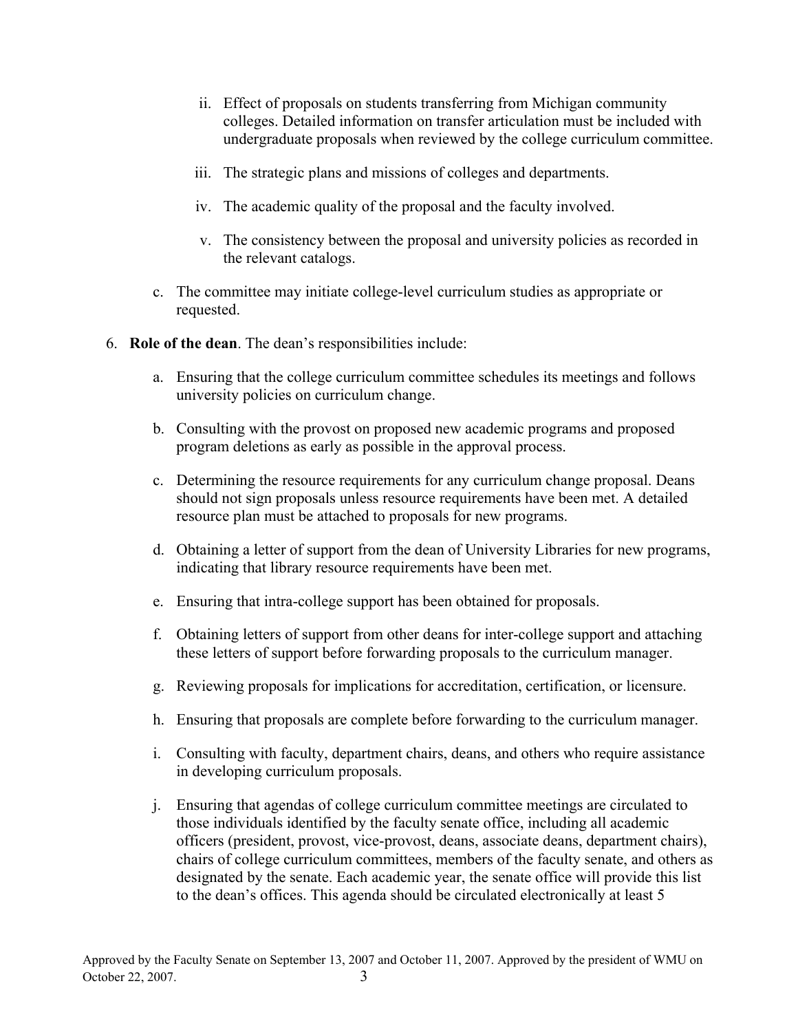ii. Effect of proposals on students transferring from Michigan community colleges. Detailed information on transfer articulation must be included with undergraduate proposals when reviewed by the college curriculum committee.

   iii. The strategic plans and missions of colleges and departments.

   iv. The academic quality of the proposal and the faculty involved.

   v. The consistency between the proposal and university policies as recorded in the relevant catalogs.

c. The committee may initiate college-level curriculum studies as appropriate or requested.

6. **Role of the dean**. The dean's responsibilities include:

   a. Ensuring that the college curriculum committee schedules its meetings and follows university policies on curriculum change.

   b. Consulting with the provost on proposed new academic programs and proposed program deletions as early as possible in the approval process.

   c. Determining the resource requirements for any curriculum change proposal. Deans should not sign proposals unless resource requirements have been met. A detailed resource plan must be attached to proposals for new programs.

   d. Obtaining a letter of support from the dean of University Libraries for new programs, indicating that library resource requirements have been met.

   e. Ensuring that intra-college support has been obtained for proposals.

   f. Obtaining letters of support from other deans for inter-college support and attaching these letters of support before forwarding proposals to the curriculum manager.

   g. Reviewing proposals for implications for accreditation, certification, or licensure.

   h. Ensuring that proposals are complete before forwarding to the curriculum manager.

   i. Consulting with faculty, department chairs, deans, and others who require assistance in developing curriculum proposals.

   j. Ensuring that agendas of college curriculum committee meetings are circulated to those individuals identified by the faculty senate office, including all academic officers (president, provost, vice-provost, deans, associate deans, department chairs), chairs of college curriculum committees, members of the faculty senate, and others as designated by the senate. Each academic year, the senate office will provide this list to the dean's offices. This agenda should be circulated electronically at least 5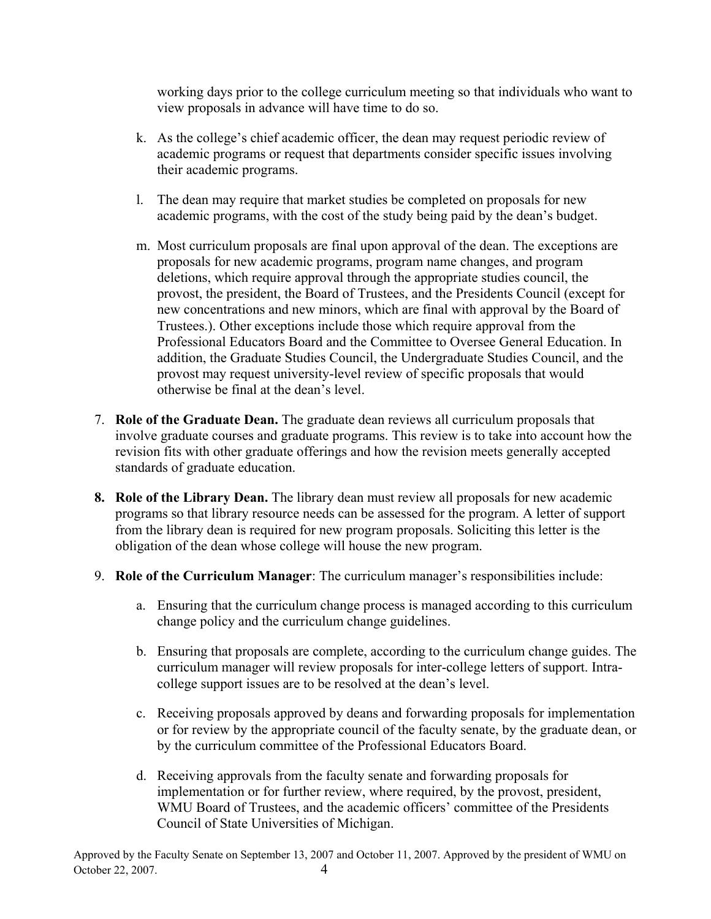working days prior to the college curriculum meeting so that individuals who want to view proposals in advance will have time to do so.

k. As the college's chief academic officer, the dean may request periodic review of academic programs or request that departments consider specific issues involving their academic programs.

l. The dean may require that market studies be completed on proposals for new academic programs, with the cost of the study being paid by the dean's budget.

m. Most curriculum proposals are final upon approval of the dean. The exceptions are proposals for new academic programs, program name changes, and program deletions, which require approval through the appropriate studies council, the provost, the president, the Board of Trustees, and the Presidents Council (except for new concentrations and new minors, which are final with approval by the Board of Trustees.). Other exceptions include those which require approval from the Professional Educators Board and the Committee to Oversee General Education. In addition, the Graduate Studies Council, the Undergraduate Studies Council, and the provost may request university-level review of specific proposals that would otherwise be final at the dean's level.

7. **Role of the Graduate Dean.** The graduate dean reviews all curriculum proposals that involve graduate courses and graduate programs. This review is to take into account how the revision fits with other graduate offerings and how the revision meets generally accepted standards of graduate education.

8. **Role of the Library Dean.** The library dean must review all proposals for new academic programs so that library resource needs can be assessed for the program. A letter of support from the library dean is required for new program proposals. Soliciting this letter is the obligation of the dean whose college will house the new program.

9. **Role of the Curriculum Manager**: The curriculum manager's responsibilities include:

   a. Ensuring that the curriculum change process is managed according to this curriculum change policy and the curriculum change guidelines.

   b. Ensuring that proposals are complete, according to the curriculum change guides. The curriculum manager will review proposals for inter-college letters of support. Intra-college support issues are to be resolved at the dean's level.

   c. Receiving proposals approved by deans and forwarding proposals for implementation or for review by the appropriate council of the faculty senate, by the graduate dean, or by the curriculum committee of the Professional Educators Board.

   d. Receiving approvals from the faculty senate and forwarding proposals for implementation or for further review, where required, by the provost, president, WMU Board of Trustees, and the academic officers' committee of the Presidents Council of State Universities of Michigan.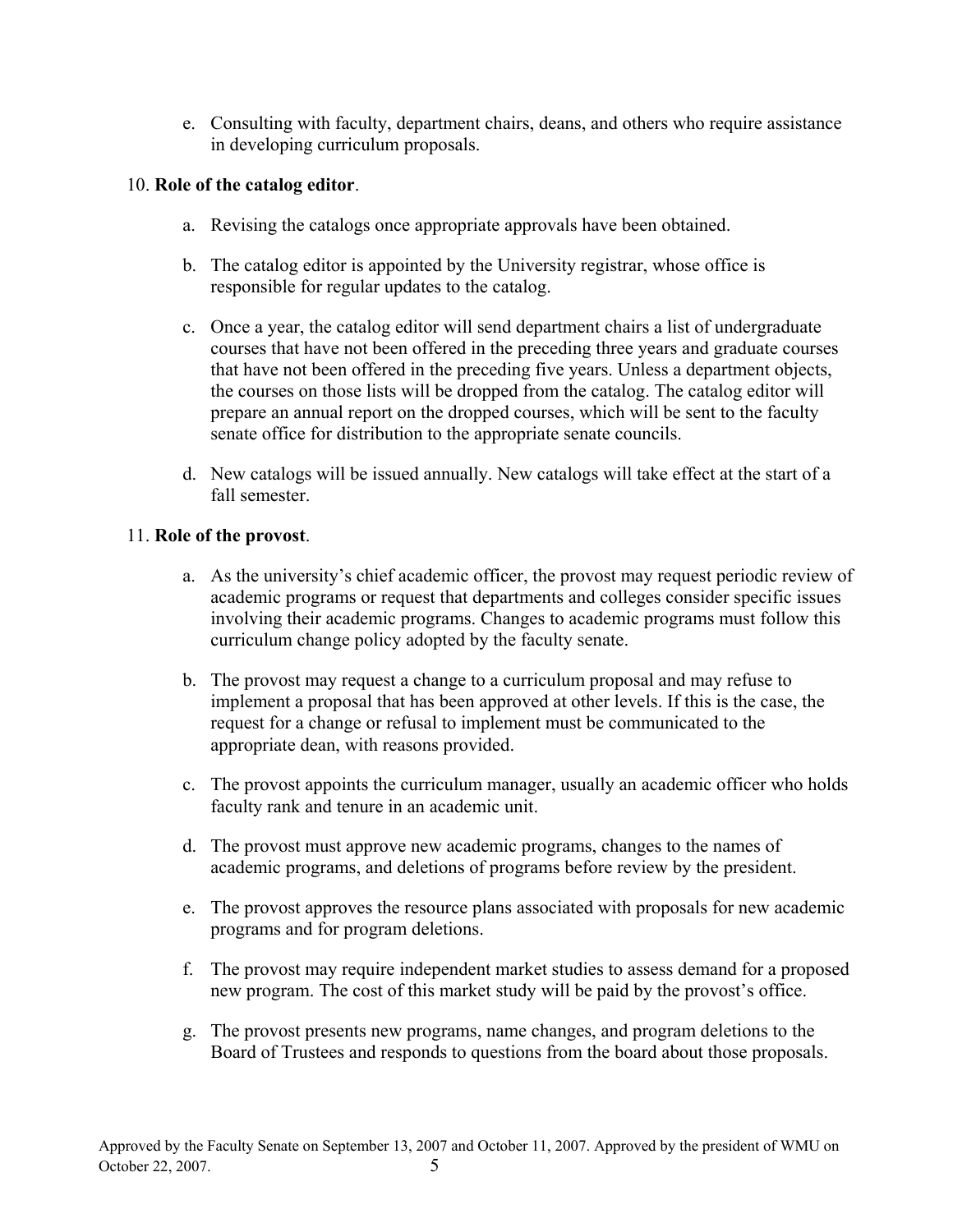e. Consulting with faculty, department chairs, deans, and others who require assistance in developing curriculum proposals.

10. **Role of the catalog editor**.

    a. Revising the catalogs once appropriate approvals have been obtained.

    b. The catalog editor is appointed by the University registrar, whose office is responsible for regular updates to the catalog.

    c. Once a year, the catalog editor will send department chairs a list of undergraduate courses that have not been offered in the preceding three years and graduate courses that have not been offered in the preceding five years. Unless a department objects, the courses on those lists will be dropped from the catalog. The catalog editor will prepare an annual report on the dropped courses, which will be sent to the faculty senate office for distribution to the appropriate senate councils.

    d. New catalogs will be issued annually. New catalogs will take effect at the start of a fall semester.

11. **Role of the provost**.

    a. As the university's chief academic officer, the provost may request periodic review of academic programs or request that departments and colleges consider specific issues involving their academic programs. Changes to academic programs must follow this curriculum change policy adopted by the faculty senate.

    b. The provost may request a change to a curriculum proposal and may refuse to implement a proposal that has been approved at other levels. If this is the case, the request for a change or refusal to implement must be communicated to the appropriate dean, with reasons provided.

    c. The provost appoints the curriculum manager, usually an academic officer who holds faculty rank and tenure in an academic unit.

    d. The provost must approve new academic programs, changes to the names of academic programs, and deletions of programs before review by the president.

    e. The provost approves the resource plans associated with proposals for new academic programs and for program deletions.

    f. The provost may require independent market studies to assess demand for a proposed new program. The cost of this market study will be paid by the provost's office.

    g. The provost presents new programs, name changes, and program deletions to the Board of Trustees and responds to questions from the board about those proposals.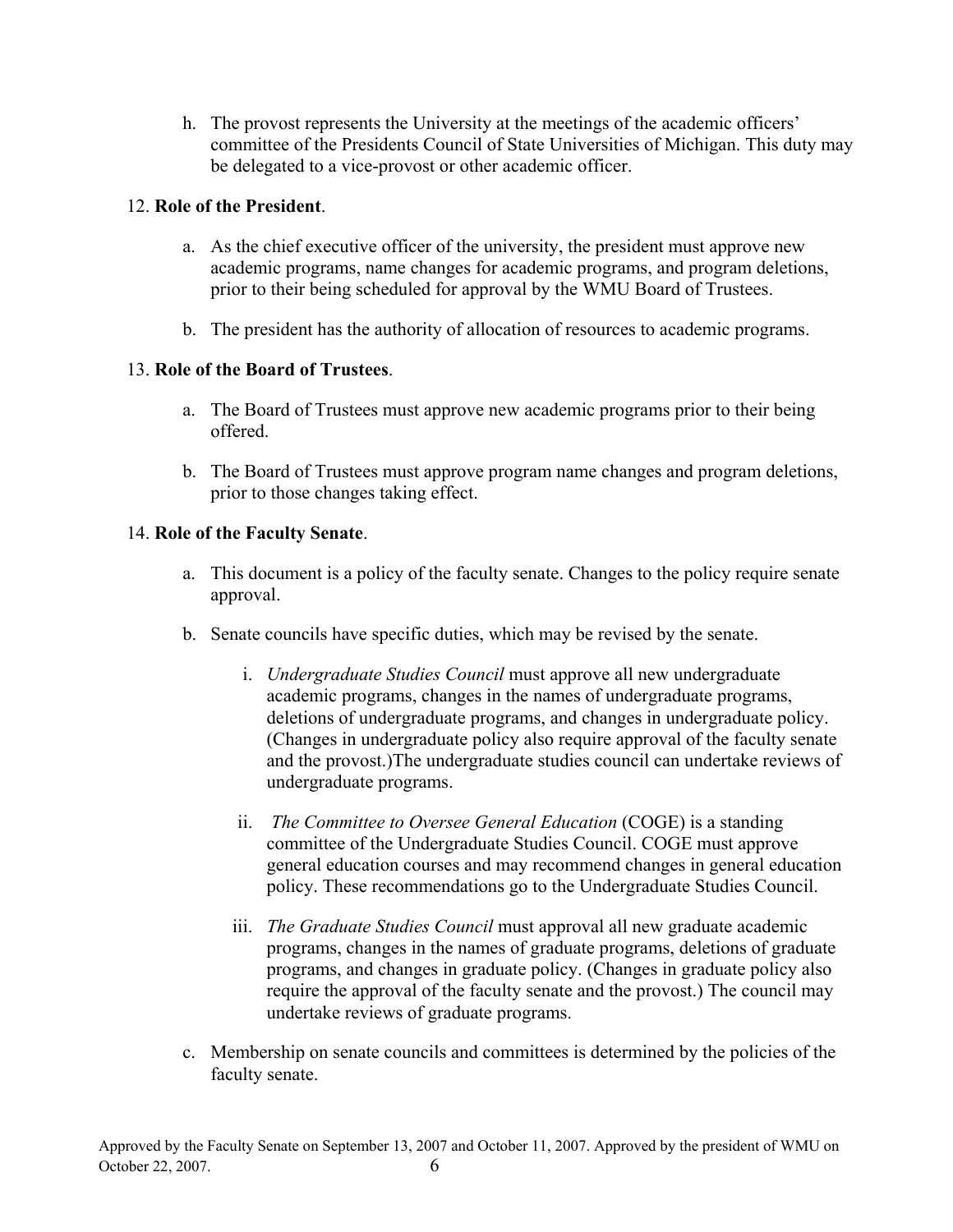h. The provost represents the University at the meetings of the academic officers' committee of the Presidents Council of State Universities of Michigan. This duty may be delegated to a vice-provost or other academic officer.

12. **Role of the President**.

    a. As the chief executive officer of the university, the president must approve new academic programs, name changes for academic programs, and program deletions, prior to their being scheduled for approval by the WMU Board of Trustees.

    b. The president has the authority of allocation of resources to academic programs.

13. **Role of the Board of Trustees**.

    a. The Board of Trustees must approve new academic programs prior to their being offered.

    b. The Board of Trustees must approve program name changes and program deletions, prior to those changes taking effect.

14. **Role of the Faculty Senate**.

    a. This document is a policy of the faculty senate. Changes to the policy require senate approval.

    b. Senate councils have specific duties, which may be revised by the senate.

        i. *Undergraduate Studies Council* must approve all new undergraduate academic programs, changes in the names of undergraduate programs, deletions of undergraduate programs, and changes in undergraduate policy. (Changes in undergraduate policy also require approval of the faculty senate and the provost.)The undergraduate studies council can undertake reviews of undergraduate programs.

        ii. *The Committee to Oversee General Education* (COGE) is a standing committee of the Undergraduate Studies Council. COGE must approve general education courses and may recommend changes in general education policy. These recommendations go to the Undergraduate Studies Council.

        iii. *The Graduate Studies Council* must approval all new graduate academic programs, changes in the names of graduate programs, deletions of graduate programs, and changes in graduate policy. (Changes in graduate policy also require the approval of the faculty senate and the provost.) The council may undertake reviews of graduate programs.

    c. Membership on senate councils and committees is determined by the policies of the faculty senate.

Approved by the Faculty Senate on September 13, 2007 and October 11, 2007. Approved by the president of WMU on October 22, 2007.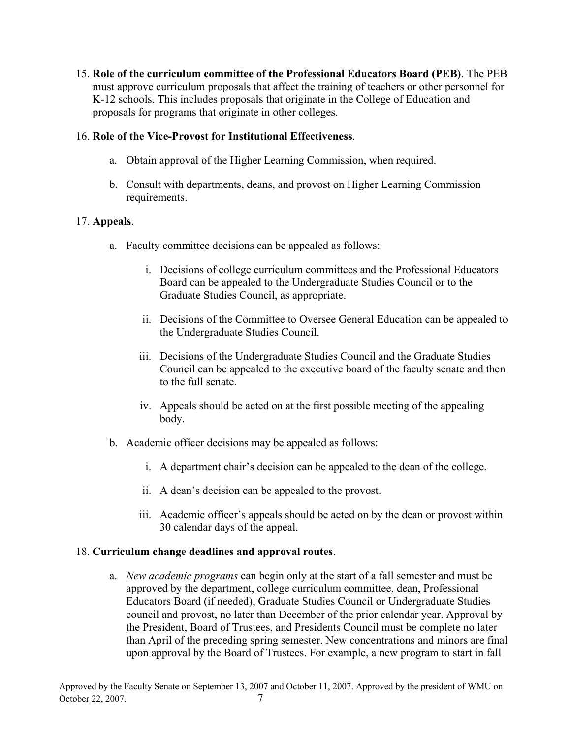15. **Role of the curriculum committee of the Professional Educators Board (PEB)**. The PEB must approve curriculum proposals that affect the training of teachers or other personnel for K-12 schools. This includes proposals that originate in the College of Education and proposals for programs that originate in other colleges.

16. **Role of the Vice-Provost for Institutional Effectiveness**.

    a. Obtain approval of the Higher Learning Commission, when required.

    b. Consult with departments, deans, and provost on Higher Learning Commission requirements.

17. **Appeals**.

    a. Faculty committee decisions can be appealed as follows:

        i. Decisions of college curriculum committees and the Professional Educators Board can be appealed to the Undergraduate Studies Council or to the Graduate Studies Council, as appropriate.

        ii. Decisions of the Committee to Oversee General Education can be appealed to the Undergraduate Studies Council.

        iii. Decisions of the Undergraduate Studies Council and the Graduate Studies Council can be appealed to the executive board of the faculty senate and then to the full senate.

        iv. Appeals should be acted on at the first possible meeting of the appealing body.

    b. Academic officer decisions may be appealed as follows:

        i. A department chair's decision can be appealed to the dean of the college.

        ii. A dean's decision can be appealed to the provost.

        iii. Academic officer's appeals should be acted on by the dean or provost within 30 calendar days of the appeal.

18. **Curriculum change deadlines and approval routes**.

    a. *New academic programs* can begin only at the start of a fall semester and must be approved by the department, college curriculum committee, dean, Professional Educators Board (if needed), Graduate Studies Council or Undergraduate Studies council and provost, no later than December of the prior calendar year. Approval by the President, Board of Trustees, and Presidents Council must be complete no later than April of the preceding spring semester. New concentrations and minors are final upon approval by the Board of Trustees. For example, a new program to start in fall

Approved by the Faculty Senate on September 13, 2007 and October 11, 2007. Approved by the president of WMU on October 22, 2007.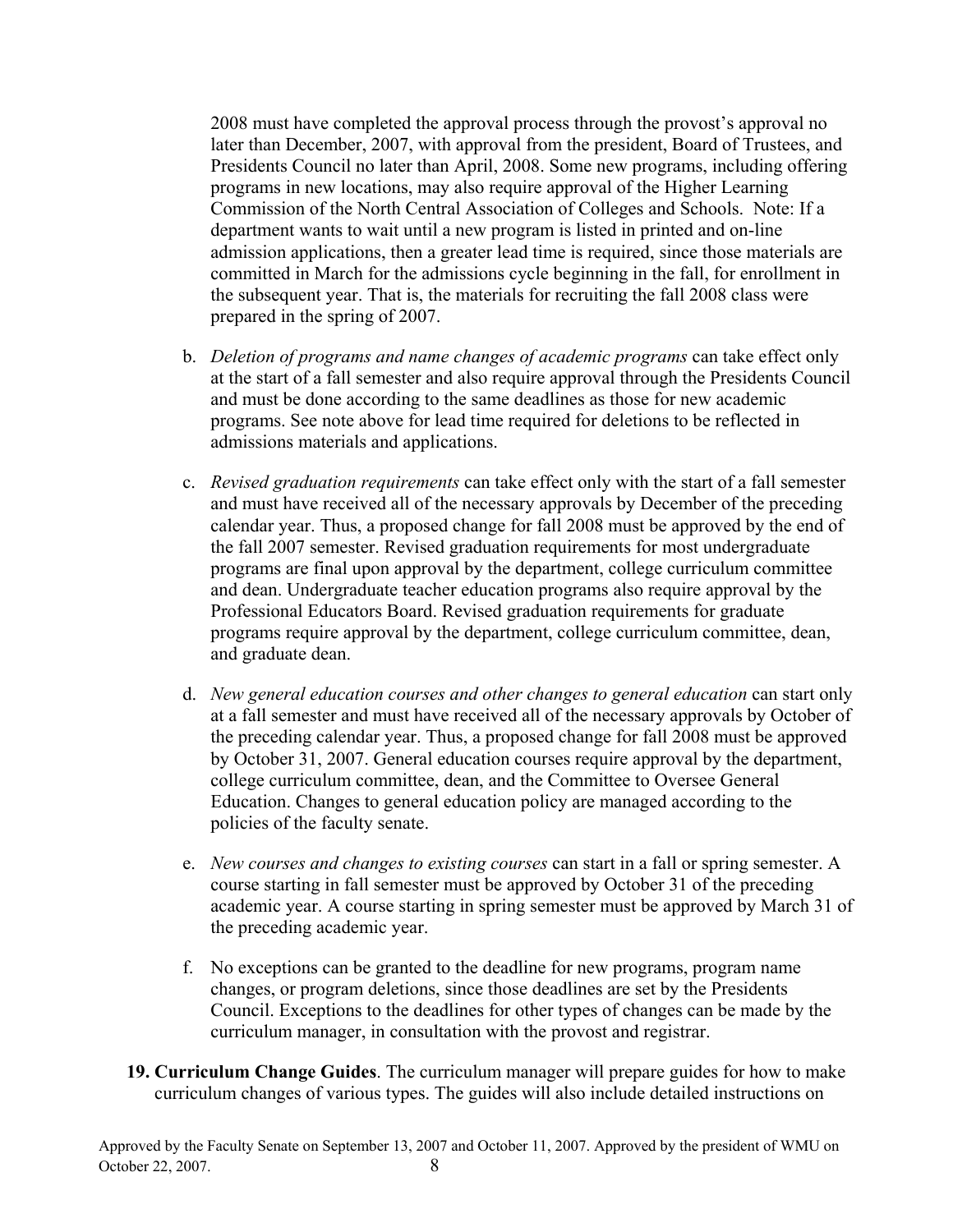2008 must have completed the approval process through the provost's approval no later than December, 2007, with approval from the president, Board of Trustees, and Presidents Council no later than April, 2008. Some new programs, including offering programs in new locations, may also require approval of the Higher Learning Commission of the North Central Association of Colleges and Schools. Note: If a department wants to wait until a new program is listed in printed and on-line admission applications, then a greater lead time is required, since those materials are committed in March for the admissions cycle beginning in the fall, for enrollment in the subsequent year. That is, the materials for recruiting the fall 2008 class were prepared in the spring of 2007.

b. *Deletion of programs and name changes of academic programs* can take effect only at the start of a fall semester and also require approval through the Presidents Council and must be done according to the same deadlines as those for new academic programs. See note above for lead time required for deletions to be reflected in admissions materials and applications.

c. *Revised graduation requirements* can take effect only with the start of a fall semester and must have received all of the necessary approvals by December of the preceding calendar year. Thus, a proposed change for fall 2008 must be approved by the end of the fall 2007 semester. Revised graduation requirements for most undergraduate programs are final upon approval by the department, college curriculum committee and dean. Undergraduate teacher education programs also require approval by the Professional Educators Board. Revised graduation requirements for graduate programs require approval by the department, college curriculum committee, dean, and graduate dean.

d. *New general education courses and other changes to general education* can start only at a fall semester and must have received all of the necessary approvals by October of the preceding calendar year. Thus, a proposed change for fall 2008 must be approved by October 31, 2007. General education courses require approval by the department, college curriculum committee, dean, and the Committee to Oversee General Education. Changes to general education policy are managed according to the policies of the faculty senate.

e. *New courses and changes to existing courses* can start in a fall or spring semester. A course starting in fall semester must be approved by October 31 of the preceding academic year. A course starting in spring semester must be approved by March 31 of the preceding academic year.

f. No exceptions can be granted to the deadline for new programs, program name changes, or program deletions, since those deadlines are set by the Presidents Council. Exceptions to the deadlines for other types of changes can be made by the curriculum manager, in consultation with the provost and registrar.

**19. Curriculum Change Guides**. The curriculum manager will prepare guides for how to make curriculum changes of various types. The guides will also include detailed instructions on

Approved by the Faculty Senate on September 13, 2007 and October 11, 2007. Approved by the president of WMU on October 22, 2007.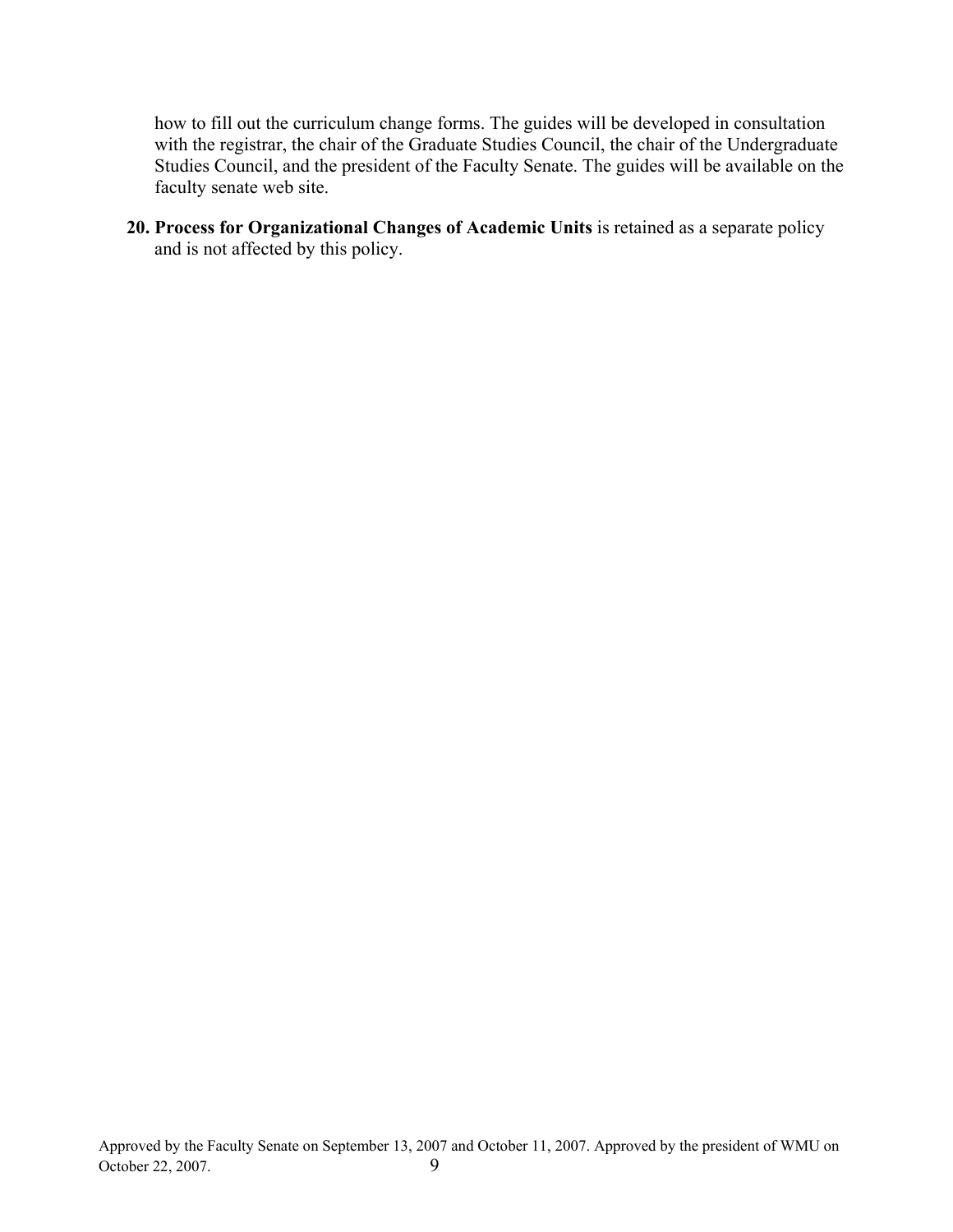how to fill out the curriculum change forms. The guides will be developed in consultation with the registrar, the chair of the Graduate Studies Council, the chair of the Undergraduate Studies Council, and the president of the Faculty Senate. The guides will be available on the faculty senate web site.

20. **Process for Organizational Changes of Academic Units** is retained as a separate policy and is not affected by this policy.